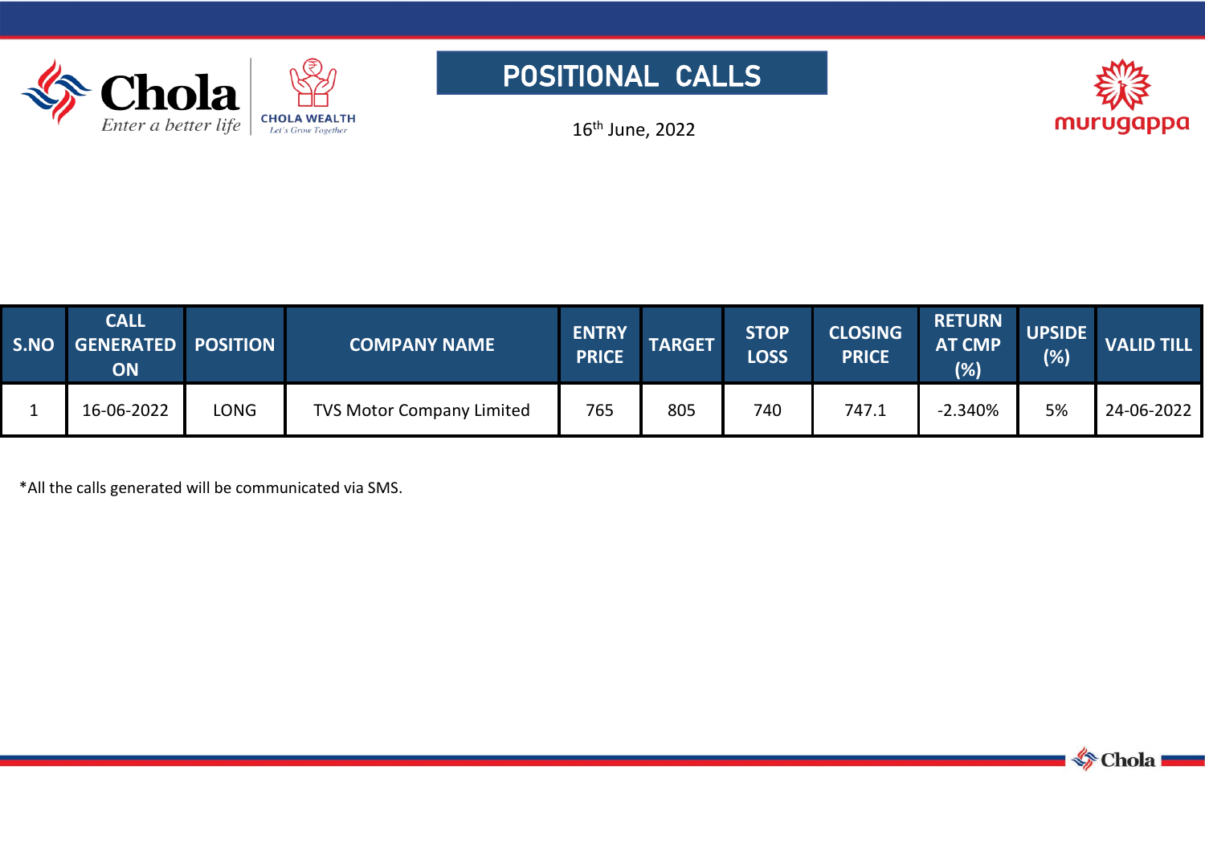# POSITIONAL CALLS

16th June, 2022

| S.NO | CALL GENERATED ON | POSITION | COMPANY NAME | ENTRY PRICE | TARGET | STOP LOSS | CLOSING PRICE | RETURN AT CMP (%) | UPSIDE (%) | VALID TILL |
|---|---|---|---|---|---|---|---|---|---|---|
| 1 | 16-06-2022 | LONG | TVS Motor Company Limited | 765 | 805 | 740 | 747.1 | -2.340% | 5% | 24-06-2022 |

*All the calls generated will be communicated via SMS.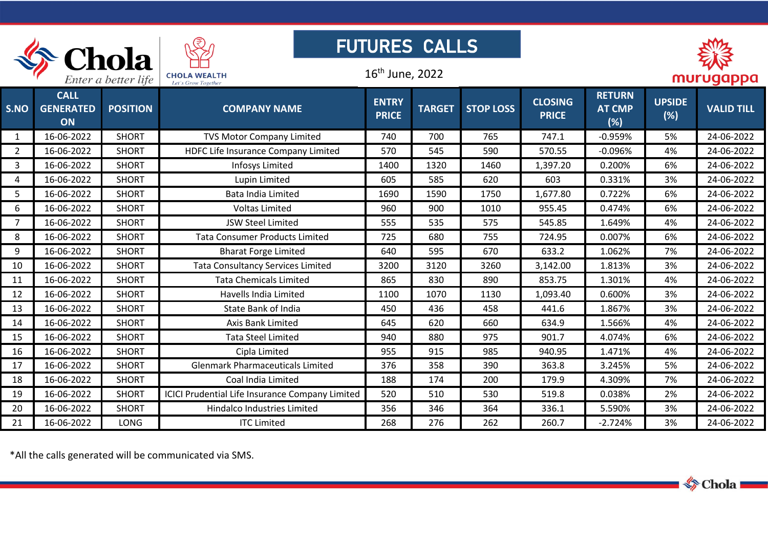# FUTURES CALLS

16th June, 2022

| S.NO | CALL GENERATED ON | POSITION | COMPANY NAME | ENTRY PRICE | TARGET | STOP LOSS | CLOSING PRICE | RETURN AT CMP (%) | UPSIDE (%) | VALID TILL |
|---|---|---|---|---|---|---|---|---|---|---|
| 1 | 16-06-2022 | SHORT | TVS Motor Company Limited | 740 | 700 | 765 | 747.1 | -0.959% | 5% | 24-06-2022 |
| 2 | 16-06-2022 | SHORT | HDFC Life Insurance Company Limited | 570 | 545 | 590 | 570.55 | -0.096% | 4% | 24-06-2022 |
| 3 | 16-06-2022 | SHORT | Infosys Limited | 1400 | 1320 | 1460 | 1,397.20 | 0.200% | 6% | 24-06-2022 |
| 4 | 16-06-2022 | SHORT | Lupin Limited | 605 | 585 | 620 | 603 | 0.331% | 3% | 24-06-2022 |
| 5 | 16-06-2022 | SHORT | Bata India Limited | 1690 | 1590 | 1750 | 1,677.80 | 0.722% | 6% | 24-06-2022 |
| 6 | 16-06-2022 | SHORT | Voltas Limited | 960 | 900 | 1010 | 955.45 | 0.474% | 6% | 24-06-2022 |
| 7 | 16-06-2022 | SHORT | JSW Steel Limited | 555 | 535 | 575 | 545.85 | 1.649% | 4% | 24-06-2022 |
| 8 | 16-06-2022 | SHORT | Tata Consumer Products Limited | 725 | 680 | 755 | 724.95 | 0.007% | 6% | 24-06-2022 |
| 9 | 16-06-2022 | SHORT | Bharat Forge Limited | 640 | 595 | 670 | 633.2 | 1.062% | 7% | 24-06-2022 |
| 10 | 16-06-2022 | SHORT | Tata Consultancy Services Limited | 3200 | 3120 | 3260 | 3,142.00 | 1.813% | 3% | 24-06-2022 |
| 11 | 16-06-2022 | SHORT | Tata Chemicals Limited | 865 | 830 | 890 | 853.75 | 1.301% | 4% | 24-06-2022 |
| 12 | 16-06-2022 | SHORT | Havells India Limited | 1100 | 1070 | 1130 | 1,093.40 | 0.600% | 3% | 24-06-2022 |
| 13 | 16-06-2022 | SHORT | State Bank of India | 450 | 436 | 458 | 441.6 | 1.867% | 3% | 24-06-2022 |
| 14 | 16-06-2022 | SHORT | Axis Bank Limited | 645 | 620 | 660 | 634.9 | 1.566% | 4% | 24-06-2022 |
| 15 | 16-06-2022 | SHORT | Tata Steel Limited | 940 | 880 | 975 | 901.7 | 4.074% | 6% | 24-06-2022 |
| 16 | 16-06-2022 | SHORT | Cipla Limited | 955 | 915 | 985 | 940.95 | 1.471% | 4% | 24-06-2022 |
| 17 | 16-06-2022 | SHORT | Glenmark Pharmaceuticals Limited | 376 | 358 | 390 | 363.8 | 3.245% | 5% | 24-06-2022 |
| 18 | 16-06-2022 | SHORT | Coal India Limited | 188 | 174 | 200 | 179.9 | 4.309% | 7% | 24-06-2022 |
| 19 | 16-06-2022 | SHORT | ICICI Prudential Life Insurance Company Limited | 520 | 510 | 530 | 519.8 | 0.038% | 2% | 24-06-2022 |
| 20 | 16-06-2022 | SHORT | Hindalco Industries Limited | 356 | 346 | 364 | 336.1 | 5.590% | 3% | 24-06-2022 |
| 21 | 16-06-2022 | LONG | ITC Limited | 268 | 276 | 262 | 260.7 | -2.724% | 3% | 24-06-2022 |

*All the calls generated will be communicated via SMS.